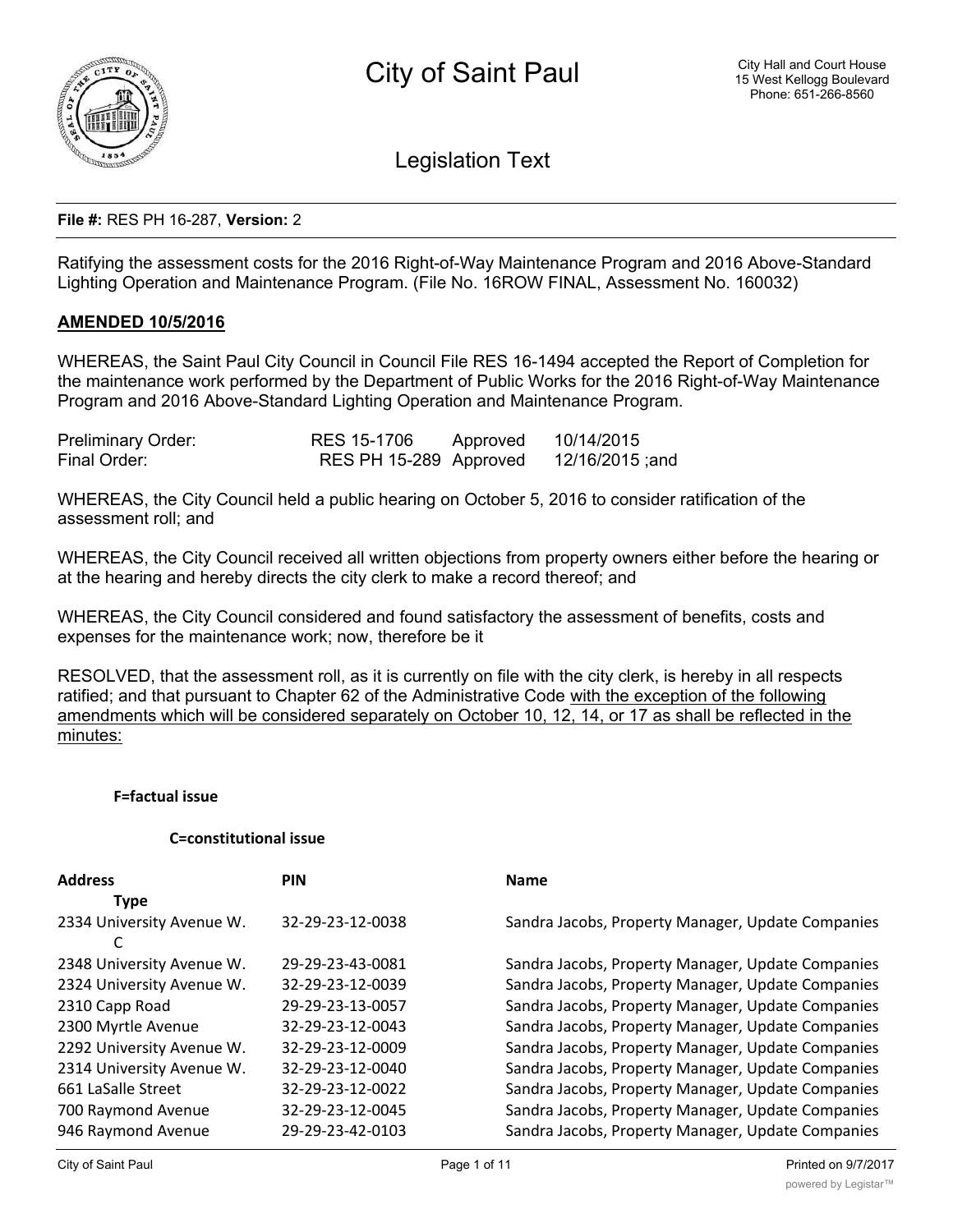# City of Saint Paul

City Hall and Court House
15 West Kellogg Boulevard
Phone: 651-266-8560

## Legislation Text

**File #:** RES PH 16-287, **Version:** 2

Ratifying the assessment costs for the 2016 Right-of-Way Maintenance Program and 2016 Above-Standard Lighting Operation and Maintenance Program. (File No. 16ROW FINAL, Assessment No. 160032)

**AMENDED 10/5/2016**

WHEREAS, the Saint Paul City Council in Council File RES 16-1494 accepted the Report of Completion for the maintenance work performed by the Department of Public Works for the 2016 Right-of-Way Maintenance Program and 2016 Above-Standard Lighting Operation and Maintenance Program.

| | | | |
|---|---|---|---|
| Preliminary Order: | RES 15-1706 | Approved | 10/14/2015 |
| Final Order: | RES PH 15-289 | Approved | 12/16/2015 ;and |

WHEREAS, the City Council held a public hearing on October 5, 2016 to consider ratification of the assessment roll; and

WHEREAS, the City Council received all written objections from property owners either before the hearing or at the hearing and hereby directs the city clerk to make a record thereof; and

WHEREAS, the City Council considered and found satisfactory the assessment of benefits, costs and expenses for the maintenance work; now, therefore be it

RESOLVED, that the assessment roll, as it is currently on file with the city clerk, is hereby in all respects ratified; and that pursuant to Chapter 62 of the Administrative Code with the exception of the following amendments which will be considered separately on October 10, 12, 14, or 17 as shall be reflected in the minutes:

**F=factual issue**

**C=constitutional issue**

| Address | PIN | Name | Type |
|---|---|---|---|
| 2334 University Avenue W. | 32-29-23-12-0038 | Sandra Jacobs, Property Manager, Update Companies | C |
| 2348 University Avenue W. | 29-29-23-43-0081 | Sandra Jacobs, Property Manager, Update Companies | |
| 2324 University Avenue W. | 32-29-23-12-0039 | Sandra Jacobs, Property Manager, Update Companies | |
| 2310 Capp Road | 29-29-23-13-0057 | Sandra Jacobs, Property Manager, Update Companies | |
| 2300 Myrtle Avenue | 32-29-23-12-0043 | Sandra Jacobs, Property Manager, Update Companies | |
| 2292 University Avenue W. | 32-29-23-12-0009 | Sandra Jacobs, Property Manager, Update Companies | |
| 2314 University Avenue W. | 32-29-23-12-0040 | Sandra Jacobs, Property Manager, Update Companies | |
| 661 LaSalle Street | 32-29-23-12-0022 | Sandra Jacobs, Property Manager, Update Companies | |
| 700 Raymond Avenue | 32-29-23-12-0045 | Sandra Jacobs, Property Manager, Update Companies | |
| 946 Raymond Avenue | 29-29-23-42-0103 | Sandra Jacobs, Property Manager, Update Companies | |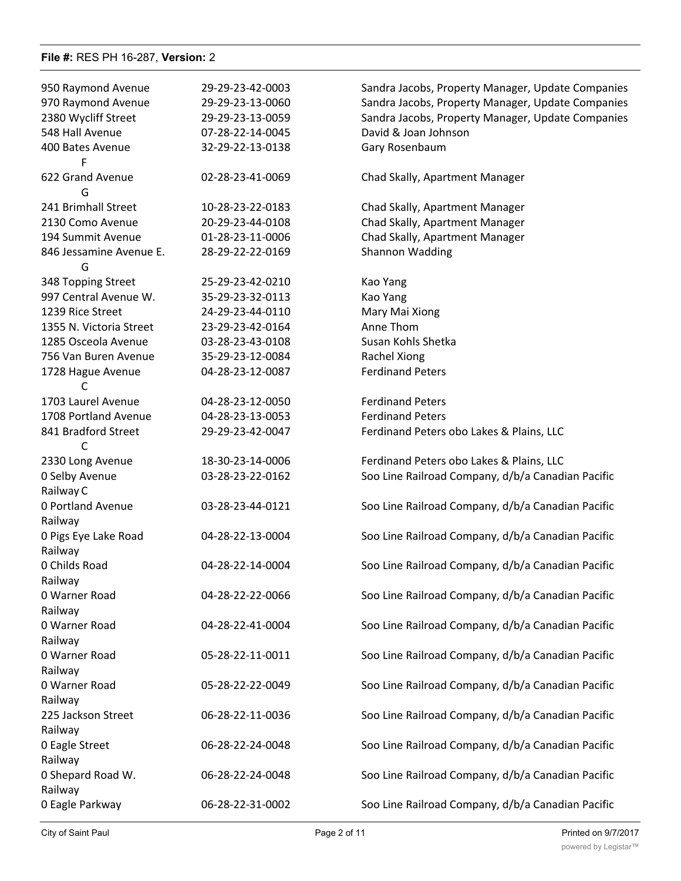| | | |
|---|---|---|
| 950 Raymond Avenue | 29-29-23-42-0003 | Sandra Jacobs, Property Manager, Update Companies |
| 970 Raymond Avenue | 29-29-23-13-0060 | Sandra Jacobs, Property Manager, Update Companies |
| 2380 Wycliff Street | 29-29-23-13-0059 | Sandra Jacobs, Property Manager, Update Companies |
| 548 Hall Avenue | 07-28-22-14-0045 | David & Joan Johnson |
| 400 Bates Avenue F | 32-29-22-13-0138 | Gary Rosenbaum |
| 622 Grand Avenue G | 02-28-23-41-0069 | Chad Skally, Apartment Manager |
| 241 Brimhall Street | 10-28-23-22-0183 | Chad Skally, Apartment Manager |
| 2130 Como Avenue | 20-29-23-44-0108 | Chad Skally, Apartment Manager |
| 194 Summit Avenue | 01-28-23-11-0006 | Chad Skally, Apartment Manager |
| 846 Jessamine Avenue E. G | 28-29-22-22-0169 | Shannon Wadding |
| 348 Topping Street | 25-29-23-42-0210 | Kao Yang |
| 997 Central Avenue W. | 35-29-23-32-0113 | Kao Yang |
| 1239 Rice Street | 24-29-23-44-0110 | Mary Mai Xiong |
| 1355 N. Victoria Street | 23-29-23-42-0164 | Anne Thom |
| 1285 Osceola Avenue | 03-28-23-43-0108 | Susan Kohls Shetka |
| 756 Van Buren Avenue | 35-29-23-12-0084 | Rachel Xiong |
| 1728 Hague Avenue C | 04-28-23-12-0087 | Ferdinand Peters |
| 1703 Laurel Avenue | 04-28-23-12-0050 | Ferdinand Peters |
| 1708 Portland Avenue | 04-28-23-13-0053 | Ferdinand Peters |
| 841 Bradford Street C | 29-29-23-42-0047 | Ferdinand Peters obo Lakes & Plains, LLC |
| 2330 Long Avenue | 18-30-23-14-0006 | Ferdinand Peters obo Lakes & Plains, LLC |
| 0 Selby Avenue | 03-28-23-22-0162 | Soo Line Railroad Company, d/b/a Canadian Pacific Railway C |
| 0 Portland Avenue | 03-28-23-44-0121 | Soo Line Railroad Company, d/b/a Canadian Pacific Railway |
| 0 Pigs Eye Lake Road | 04-28-22-13-0004 | Soo Line Railroad Company, d/b/a Canadian Pacific Railway |
| 0 Childs Road | 04-28-22-14-0004 | Soo Line Railroad Company, d/b/a Canadian Pacific Railway |
| 0 Warner Road | 04-28-22-22-0066 | Soo Line Railroad Company, d/b/a Canadian Pacific Railway |
| 0 Warner Road | 04-28-22-41-0004 | Soo Line Railroad Company, d/b/a Canadian Pacific Railway |
| 0 Warner Road | 05-28-22-11-0011 | Soo Line Railroad Company, d/b/a Canadian Pacific Railway |
| 0 Warner Road | 05-28-22-22-0049 | Soo Line Railroad Company, d/b/a Canadian Pacific Railway |
| 225 Jackson Street | 06-28-22-11-0036 | Soo Line Railroad Company, d/b/a Canadian Pacific Railway |
| 0 Eagle Street | 06-28-22-24-0048 | Soo Line Railroad Company, d/b/a Canadian Pacific Railway |
| 0 Shepard Road W. | 06-28-22-24-0048 | Soo Line Railroad Company, d/b/a Canadian Pacific Railway |
| 0 Eagle Parkway | 06-28-22-31-0002 | Soo Line Railroad Company, d/b/a Canadian Pacific |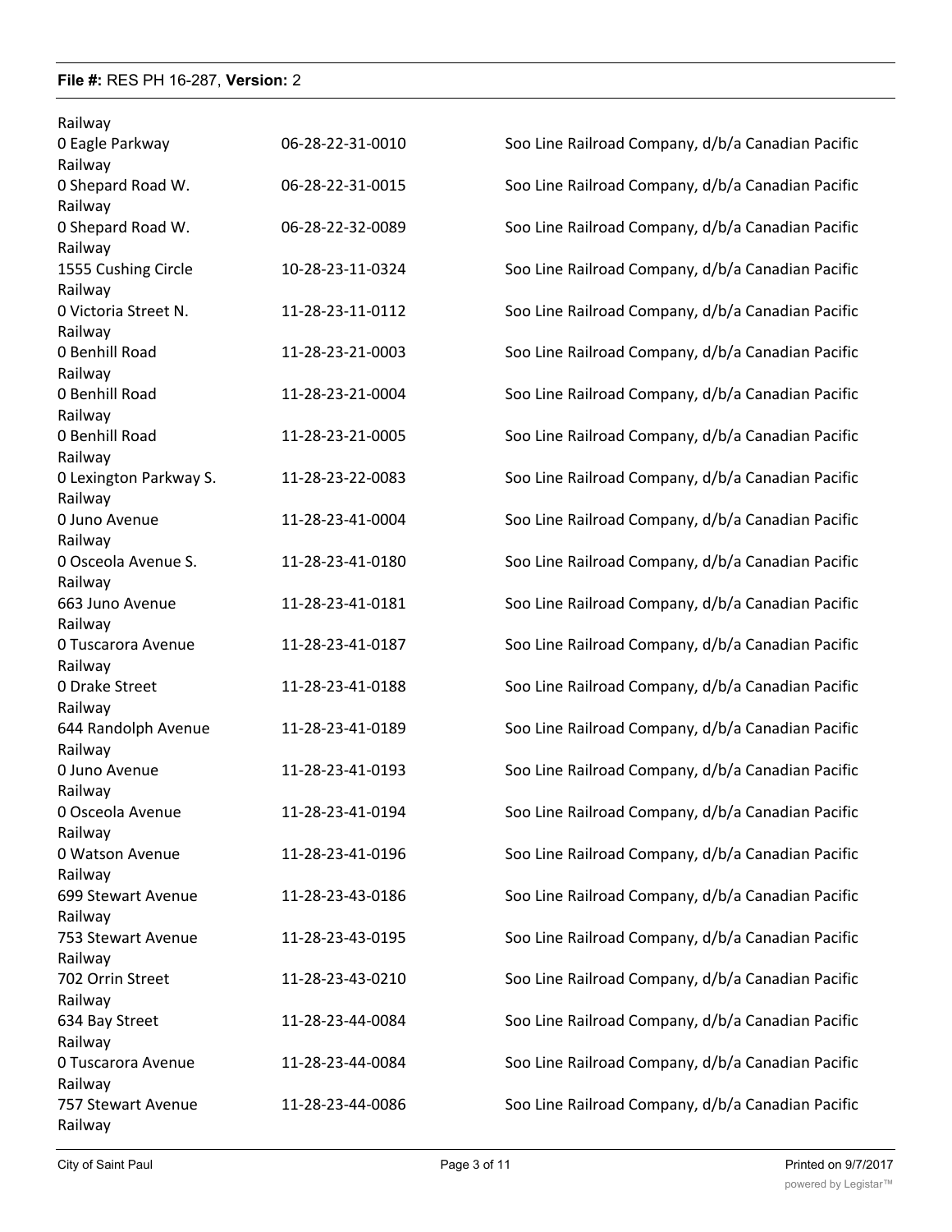| | | |
|---|---|---|
| 0 Eagle Parkway | 06-28-22-31-0010 | Soo Line Railroad Company, d/b/a Canadian Pacific Railway |
| 0 Shepard Road W. | 06-28-22-31-0015 | Soo Line Railroad Company, d/b/a Canadian Pacific Railway |
| 0 Shepard Road W. | 06-28-22-32-0089 | Soo Line Railroad Company, d/b/a Canadian Pacific Railway |
| 1555 Cushing Circle | 10-28-23-11-0324 | Soo Line Railroad Company, d/b/a Canadian Pacific Railway |
| 0 Victoria Street N. | 11-28-23-11-0112 | Soo Line Railroad Company, d/b/a Canadian Pacific Railway |
| 0 Benhill Road | 11-28-23-21-0003 | Soo Line Railroad Company, d/b/a Canadian Pacific Railway |
| 0 Benhill Road | 11-28-23-21-0004 | Soo Line Railroad Company, d/b/a Canadian Pacific Railway |
| 0 Benhill Road | 11-28-23-21-0005 | Soo Line Railroad Company, d/b/a Canadian Pacific Railway |
| 0 Lexington Parkway S. | 11-28-23-22-0083 | Soo Line Railroad Company, d/b/a Canadian Pacific Railway |
| 0 Juno Avenue | 11-28-23-41-0004 | Soo Line Railroad Company, d/b/a Canadian Pacific Railway |
| 0 Osceola Avenue S. | 11-28-23-41-0180 | Soo Line Railroad Company, d/b/a Canadian Pacific Railway |
| 663 Juno Avenue | 11-28-23-41-0181 | Soo Line Railroad Company, d/b/a Canadian Pacific Railway |
| 0 Tuscarora Avenue | 11-28-23-41-0187 | Soo Line Railroad Company, d/b/a Canadian Pacific Railway |
| 0 Drake Street | 11-28-23-41-0188 | Soo Line Railroad Company, d/b/a Canadian Pacific Railway |
| 644 Randolph Avenue | 11-28-23-41-0189 | Soo Line Railroad Company, d/b/a Canadian Pacific Railway |
| 0 Juno Avenue | 11-28-23-41-0193 | Soo Line Railroad Company, d/b/a Canadian Pacific Railway |
| 0 Osceola Avenue | 11-28-23-41-0194 | Soo Line Railroad Company, d/b/a Canadian Pacific Railway |
| 0 Watson Avenue | 11-28-23-41-0196 | Soo Line Railroad Company, d/b/a Canadian Pacific Railway |
| 699 Stewart Avenue | 11-28-23-43-0186 | Soo Line Railroad Company, d/b/a Canadian Pacific Railway |
| 753 Stewart Avenue | 11-28-23-43-0195 | Soo Line Railroad Company, d/b/a Canadian Pacific Railway |
| 702 Orrin Street | 11-28-23-43-0210 | Soo Line Railroad Company, d/b/a Canadian Pacific Railway |
| 634 Bay Street | 11-28-23-44-0084 | Soo Line Railroad Company, d/b/a Canadian Pacific Railway |
| 0 Tuscarora Avenue | 11-28-23-44-0084 | Soo Line Railroad Company, d/b/a Canadian Pacific Railway |
| 757 Stewart Avenue | 11-28-23-44-0086 | Soo Line Railroad Company, d/b/a Canadian Pacific Railway |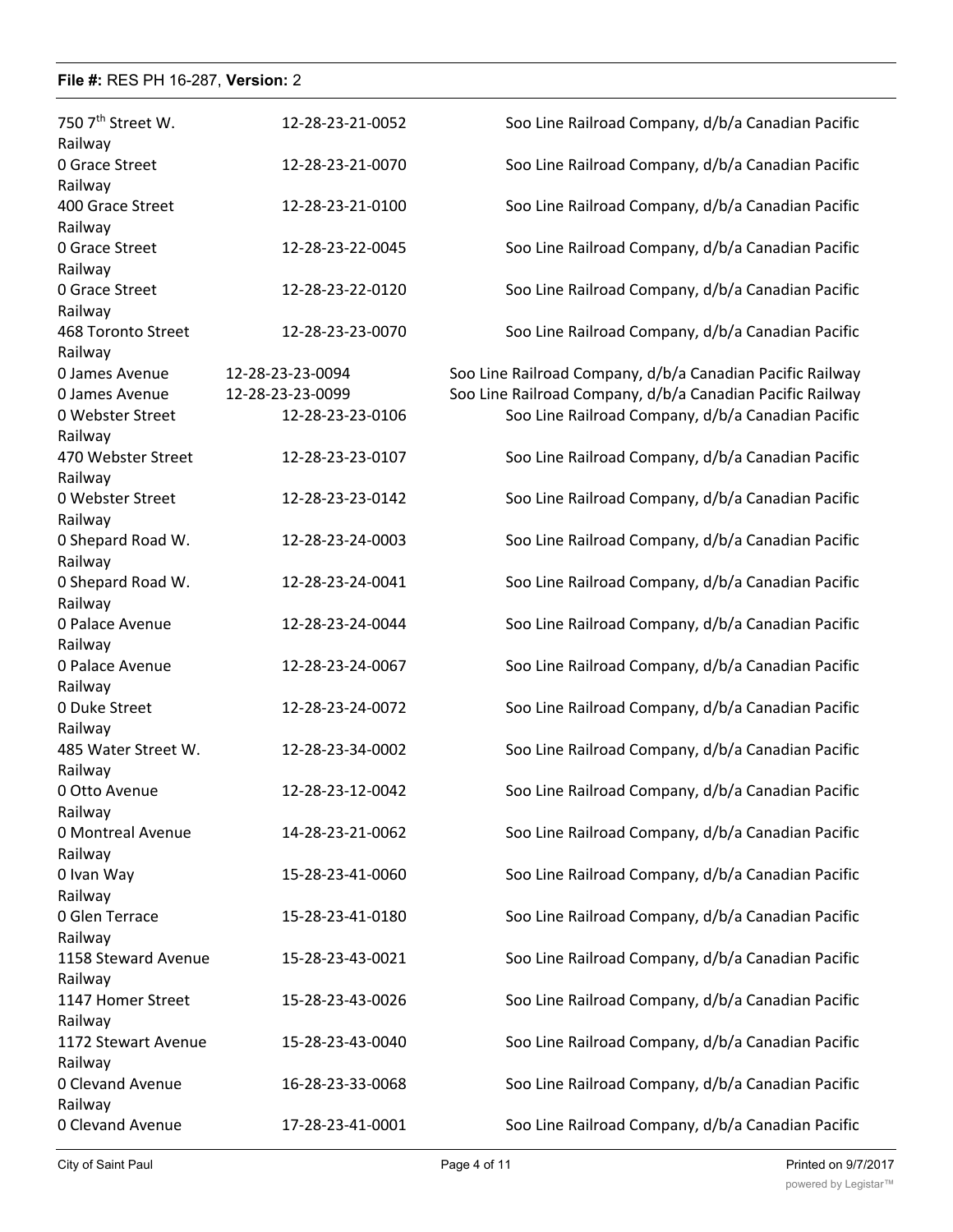**File #:** RES PH 16-287, **Version:** 2

| Address | Parcel ID | Owner |
|---|---|---|
| 750 7th Street W. | 12-28-23-21-0052 | Soo Line Railroad Company, d/b/a Canadian Pacific Railway |
| 0 Grace Street | 12-28-23-21-0070 | Soo Line Railroad Company, d/b/a Canadian Pacific Railway |
| 400 Grace Street | 12-28-23-21-0100 | Soo Line Railroad Company, d/b/a Canadian Pacific Railway |
| 0 Grace Street | 12-28-23-22-0045 | Soo Line Railroad Company, d/b/a Canadian Pacific Railway |
| 0 Grace Street | 12-28-23-22-0120 | Soo Line Railroad Company, d/b/a Canadian Pacific Railway |
| 468 Toronto Street | 12-28-23-23-0070 | Soo Line Railroad Company, d/b/a Canadian Pacific Railway |
| 0 James Avenue | 12-28-23-23-0094 | Soo Line Railroad Company, d/b/a Canadian Pacific Railway |
| 0 James Avenue | 12-28-23-23-0099 | Soo Line Railroad Company, d/b/a Canadian Pacific Railway |
| 0 Webster Street | 12-28-23-23-0106 | Soo Line Railroad Company, d/b/a Canadian Pacific Railway |
| 470 Webster Street | 12-28-23-23-0107 | Soo Line Railroad Company, d/b/a Canadian Pacific Railway |
| 0 Webster Street | 12-28-23-23-0142 | Soo Line Railroad Company, d/b/a Canadian Pacific Railway |
| 0 Shepard Road W. | 12-28-23-24-0003 | Soo Line Railroad Company, d/b/a Canadian Pacific Railway |
| 0 Shepard Road W. | 12-28-23-24-0041 | Soo Line Railroad Company, d/b/a Canadian Pacific Railway |
| 0 Palace Avenue | 12-28-23-24-0044 | Soo Line Railroad Company, d/b/a Canadian Pacific Railway |
| 0 Palace Avenue | 12-28-23-24-0067 | Soo Line Railroad Company, d/b/a Canadian Pacific Railway |
| 0 Duke Street | 12-28-23-24-0072 | Soo Line Railroad Company, d/b/a Canadian Pacific Railway |
| 485 Water Street W. | 12-28-23-34-0002 | Soo Line Railroad Company, d/b/a Canadian Pacific Railway |
| 0 Otto Avenue | 12-28-23-12-0042 | Soo Line Railroad Company, d/b/a Canadian Pacific Railway |
| 0 Montreal Avenue | 14-28-23-21-0062 | Soo Line Railroad Company, d/b/a Canadian Pacific Railway |
| 0 Ivan Way | 15-28-23-41-0060 | Soo Line Railroad Company, d/b/a Canadian Pacific Railway |
| 0 Glen Terrace | 15-28-23-41-0180 | Soo Line Railroad Company, d/b/a Canadian Pacific Railway |
| 1158 Steward Avenue | 15-28-23-43-0021 | Soo Line Railroad Company, d/b/a Canadian Pacific Railway |
| 1147 Homer Street | 15-28-23-43-0026 | Soo Line Railroad Company, d/b/a Canadian Pacific Railway |
| 1172 Stewart Avenue | 15-28-23-43-0040 | Soo Line Railroad Company, d/b/a Canadian Pacific Railway |
| 0 Clevand Avenue | 16-28-23-33-0068 | Soo Line Railroad Company, d/b/a Canadian Pacific Railway |
| 0 Clevand Avenue | 17-28-23-41-0001 | Soo Line Railroad Company, d/b/a Canadian Pacific |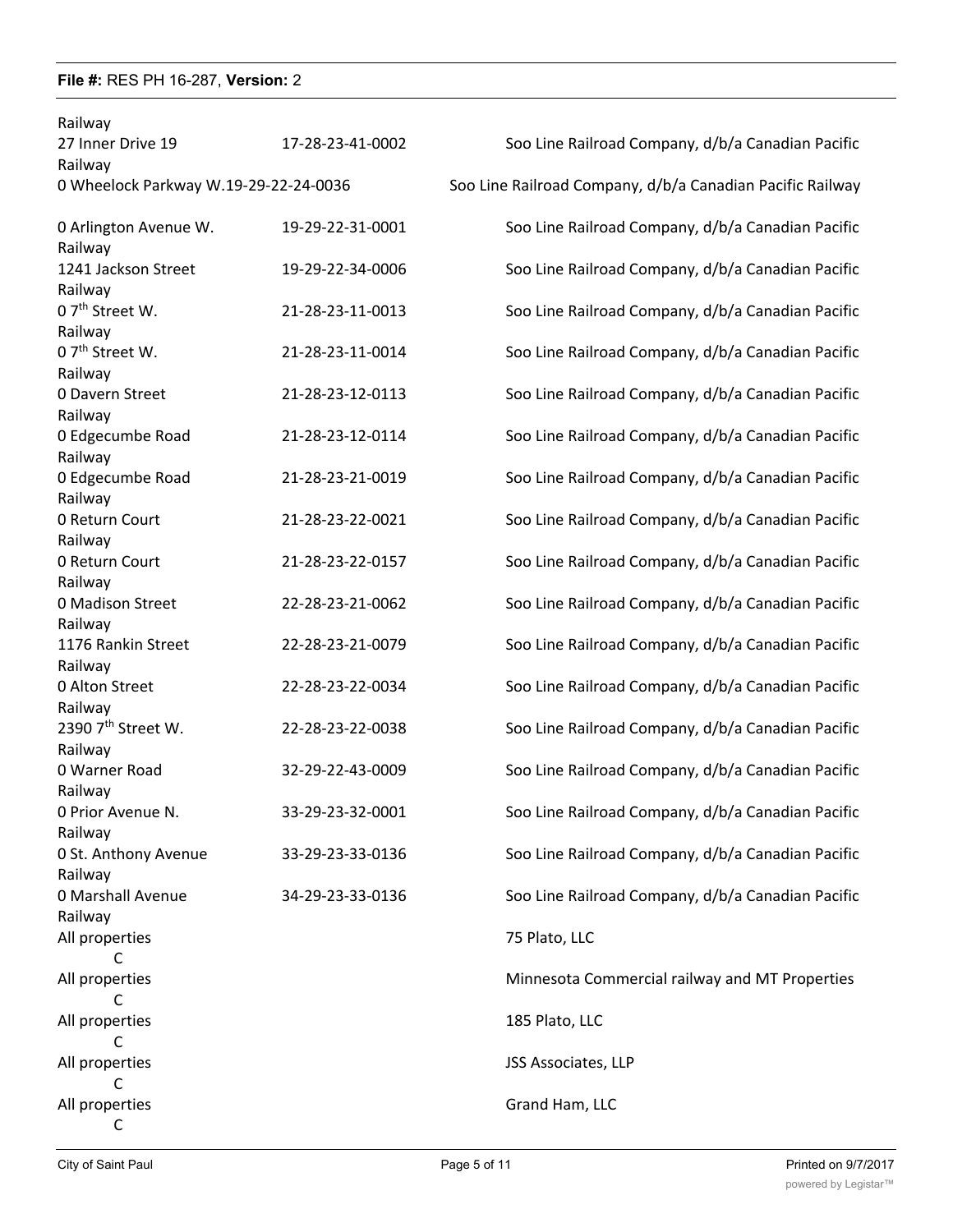Railway

| | | |
|---|---|---|
| 27 Inner Drive 19 | 17-28-23-41-0002 | Soo Line Railroad Company, d/b/a Canadian Pacific Railway |
| 0 Wheelock Parkway W. | 19-29-22-24-0036 | Soo Line Railroad Company, d/b/a Canadian Pacific Railway |
| 0 Arlington Avenue W. | 19-29-22-31-0001 | Soo Line Railroad Company, d/b/a Canadian Pacific Railway |
| 1241 Jackson Street | 19-29-22-34-0006 | Soo Line Railroad Company, d/b/a Canadian Pacific Railway |
| 0 7th Street W. | 21-28-23-11-0013 | Soo Line Railroad Company, d/b/a Canadian Pacific Railway |
| 0 7th Street W. | 21-28-23-11-0014 | Soo Line Railroad Company, d/b/a Canadian Pacific Railway |
| 0 Davern Street | 21-28-23-12-0113 | Soo Line Railroad Company, d/b/a Canadian Pacific Railway |
| 0 Edgecumbe Road | 21-28-23-12-0114 | Soo Line Railroad Company, d/b/a Canadian Pacific Railway |
| 0 Edgecumbe Road | 21-28-23-21-0019 | Soo Line Railroad Company, d/b/a Canadian Pacific Railway |
| 0 Return Court | 21-28-23-22-0021 | Soo Line Railroad Company, d/b/a Canadian Pacific Railway |
| 0 Return Court | 21-28-23-22-0157 | Soo Line Railroad Company, d/b/a Canadian Pacific Railway |
| 0 Madison Street | 22-28-23-21-0062 | Soo Line Railroad Company, d/b/a Canadian Pacific Railway |
| 1176 Rankin Street | 22-28-23-21-0079 | Soo Line Railroad Company, d/b/a Canadian Pacific Railway |
| 0 Alton Street | 22-28-23-22-0034 | Soo Line Railroad Company, d/b/a Canadian Pacific Railway |
| 2390 7th Street W. | 22-28-23-22-0038 | Soo Line Railroad Company, d/b/a Canadian Pacific Railway |
| 0 Warner Road | 32-29-22-43-0009 | Soo Line Railroad Company, d/b/a Canadian Pacific Railway |
| 0 Prior Avenue N. | 33-29-23-32-0001 | Soo Line Railroad Company, d/b/a Canadian Pacific Railway |
| 0 St. Anthony Avenue | 33-29-23-33-0136 | Soo Line Railroad Company, d/b/a Canadian Pacific Railway |
| 0 Marshall Avenue | 34-29-23-33-0136 | Soo Line Railroad Company, d/b/a Canadian Pacific Railway |
| All properties C | | 75 Plato, LLC |
| All properties C | | Minnesota Commercial railway and MT Properties |
| All properties C | | 185 Plato, LLC |
| All properties C | | JSS Associates, LLP |
| All properties C | | Grand Ham, LLC |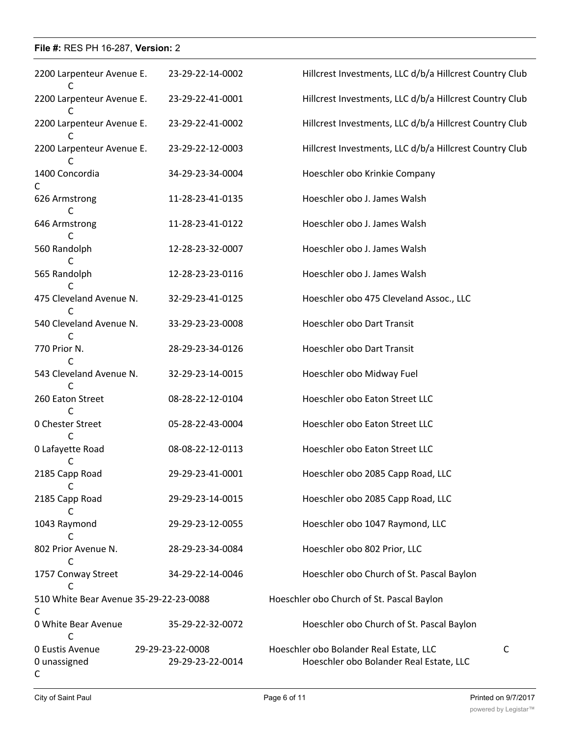**File #:** RES PH 16-287, **Version:** 2

| Address | PIN | Owner/Representative | |
|---|---|---|---|
| 2200 Larpenteur Avenue E. | 23-29-22-14-0002 | Hillcrest Investments, LLC d/b/a Hillcrest Country Club | C |
| 2200 Larpenteur Avenue E. | 23-29-22-41-0001 | Hillcrest Investments, LLC d/b/a Hillcrest Country Club | C |
| 2200 Larpenteur Avenue E. | 23-29-22-41-0002 | Hillcrest Investments, LLC d/b/a Hillcrest Country Club | C |
| 2200 Larpenteur Avenue E. | 23-29-22-12-0003 | Hillcrest Investments, LLC d/b/a Hillcrest Country Club | C |
| 1400 Concordia | 34-29-23-34-0004 | Hoeschler obo Krinkie Company | C |
| 626 Armstrong | 11-28-23-41-0135 | Hoeschler obo J. James Walsh | C |
| 646 Armstrong | 11-28-23-41-0122 | Hoeschler obo J. James Walsh | C |
| 560 Randolph | 12-28-23-32-0007 | Hoeschler obo J. James Walsh | C |
| 565 Randolph | 12-28-23-23-0116 | Hoeschler obo J. James Walsh | C |
| 475 Cleveland Avenue N. | 32-29-23-41-0125 | Hoeschler obo 475 Cleveland Assoc., LLC | C |
| 540 Cleveland Avenue N. | 33-29-23-23-0008 | Hoeschler obo Dart Transit | C |
| 770 Prior N. | 28-29-23-34-0126 | Hoeschler obo Dart Transit | C |
| 543 Cleveland Avenue N. | 32-29-23-14-0015 | Hoeschler obo Midway Fuel | C |
| 260 Eaton Street | 08-28-22-12-0104 | Hoeschler obo Eaton Street LLC | C |
| 0 Chester Street | 05-28-22-43-0004 | Hoeschler obo Eaton Street LLC | C |
| 0 Lafayette Road | 08-08-22-12-0113 | Hoeschler obo Eaton Street LLC | C |
| 2185 Capp Road | 29-29-23-41-0001 | Hoeschler obo 2085 Capp Road, LLC | C |
| 2185 Capp Road | 29-29-23-14-0015 | Hoeschler obo 2085 Capp Road, LLC | C |
| 1043 Raymond | 29-29-23-12-0055 | Hoeschler obo 1047 Raymond, LLC | C |
| 802 Prior Avenue N. | 28-29-23-34-0084 | Hoeschler obo 802 Prior, LLC | C |
| 1757 Conway Street | 34-29-22-14-0046 | Hoeschler obo Church of St. Pascal Baylon | C |
| 510 White Bear Avenue | 35-29-22-23-0088 | Hoeschler obo Church of St. Pascal Baylon | C |
| 0 White Bear Avenue | 35-29-22-32-0072 | Hoeschler obo Church of St. Pascal Baylon | C |
| 0 Eustis Avenue | 29-29-23-22-0008 | Hoeschler obo Bolander Real Estate, LLC | C |
| 0 unassigned | 29-29-23-22-0014 | Hoeschler obo Bolander Real Estate, LLC | C |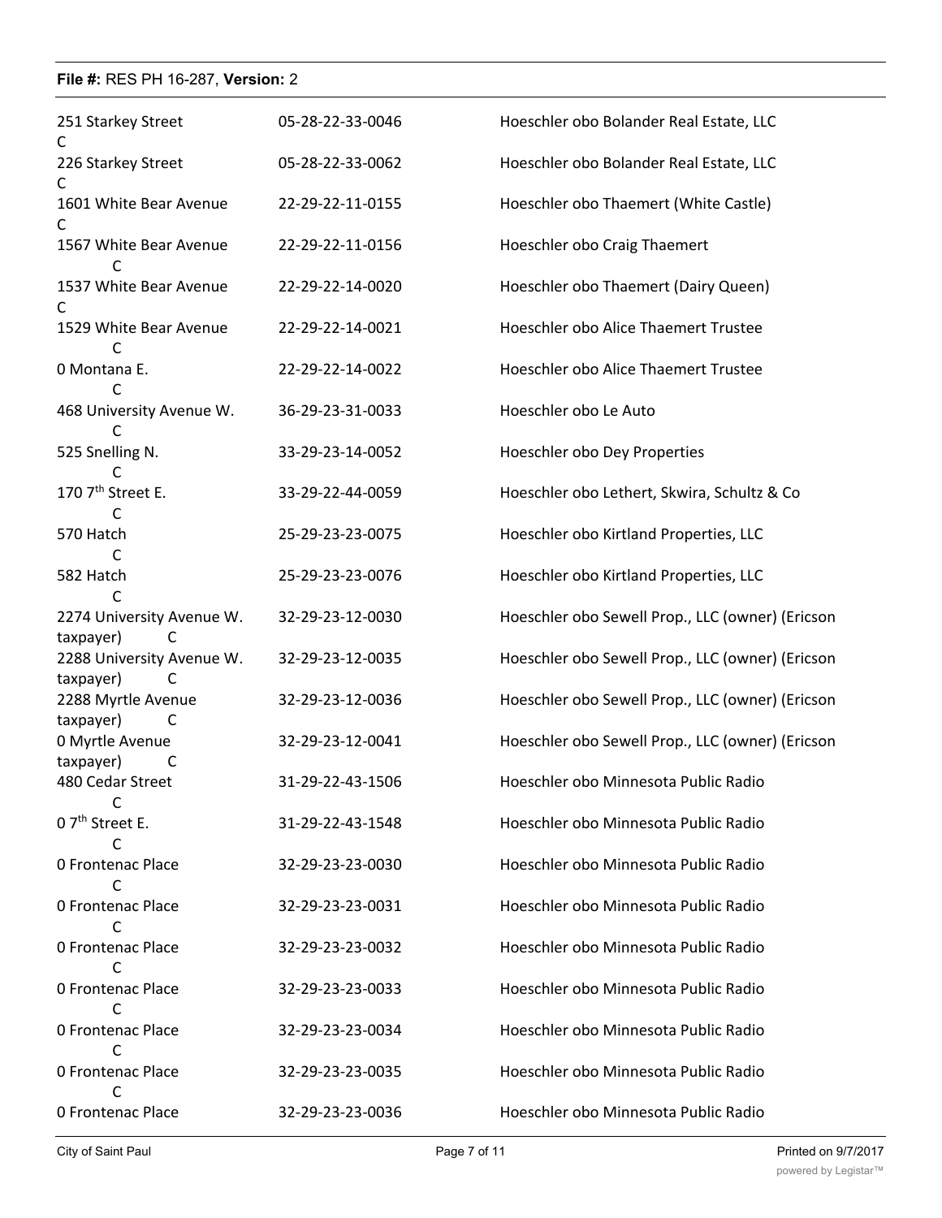**File #:** RES PH 16-287, **Version:** 2

| | | |
|---|---|---|
| 251 Starkey Street C | 05-28-22-33-0046 | Hoeschler obo Bolander Real Estate, LLC |
| 226 Starkey Street C | 05-28-22-33-0062 | Hoeschler obo Bolander Real Estate, LLC |
| 1601 White Bear Avenue C | 22-29-22-11-0155 | Hoeschler obo Thaemert (White Castle) |
| 1567 White Bear Avenue C | 22-29-22-11-0156 | Hoeschler obo Craig Thaemert |
| 1537 White Bear Avenue C | 22-29-22-14-0020 | Hoeschler obo Thaemert (Dairy Queen) |
| 1529 White Bear Avenue C | 22-29-22-14-0021 | Hoeschler obo Alice Thaemert Trustee |
| 0 Montana E. C | 22-29-22-14-0022 | Hoeschler obo Alice Thaemert Trustee |
| 468 University Avenue W. C | 36-29-23-31-0033 | Hoeschler obo Le Auto |
| 525 Snelling N. C | 33-29-23-14-0052 | Hoeschler obo Dey Properties |
| 170 7th Street E. C | 33-29-22-44-0059 | Hoeschler obo Lethert, Skwira, Schultz & Co |
| 570 Hatch C | 25-29-23-23-0075 | Hoeschler obo Kirtland Properties, LLC |
| 582 Hatch C | 25-29-23-23-0076 | Hoeschler obo Kirtland Properties, LLC |
| 2274 University Avenue W. | 32-29-23-12-0030 | Hoeschler obo Sewell Prop., LLC (owner) (Ericson taxpayer) C |
| 2288 University Avenue W. | 32-29-23-12-0035 | Hoeschler obo Sewell Prop., LLC (owner) (Ericson taxpayer) C |
| 2288 Myrtle Avenue | 32-29-23-12-0036 | Hoeschler obo Sewell Prop., LLC (owner) (Ericson taxpayer) C |
| 0 Myrtle Avenue | 32-29-23-12-0041 | Hoeschler obo Sewell Prop., LLC (owner) (Ericson taxpayer) C |
| 480 Cedar Street C | 31-29-22-43-1506 | Hoeschler obo Minnesota Public Radio |
| 0 7th Street E. C | 31-29-22-43-1548 | Hoeschler obo Minnesota Public Radio |
| 0 Frontenac Place C | 32-29-23-23-0030 | Hoeschler obo Minnesota Public Radio |
| 0 Frontenac Place C | 32-29-23-23-0031 | Hoeschler obo Minnesota Public Radio |
| 0 Frontenac Place C | 32-29-23-23-0032 | Hoeschler obo Minnesota Public Radio |
| 0 Frontenac Place C | 32-29-23-23-0033 | Hoeschler obo Minnesota Public Radio |
| 0 Frontenac Place C | 32-29-23-23-0034 | Hoeschler obo Minnesota Public Radio |
| 0 Frontenac Place C | 32-29-23-23-0035 | Hoeschler obo Minnesota Public Radio |
| 0 Frontenac Place | 32-29-23-23-0036 | Hoeschler obo Minnesota Public Radio |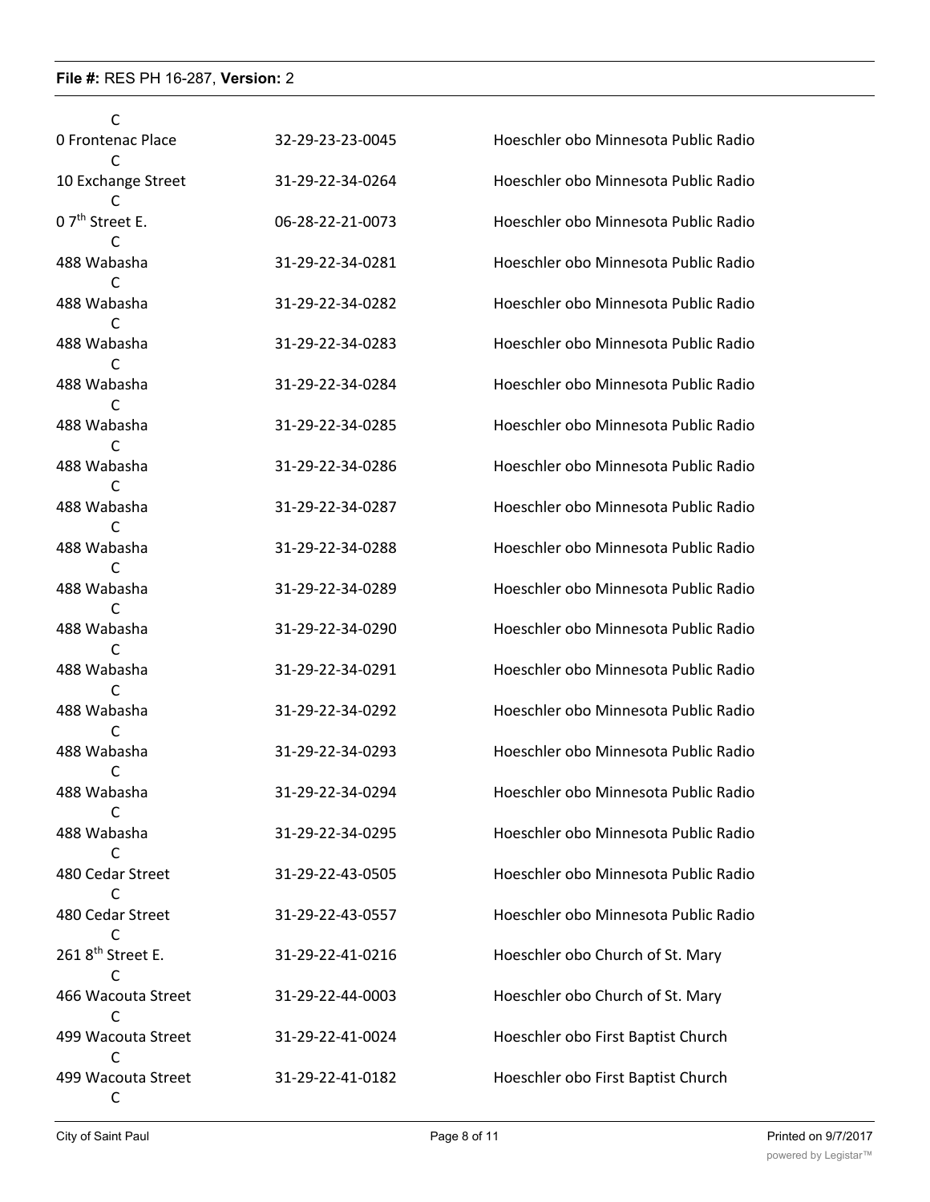C

| | | |
|---|---|---|
| 0 Frontenac Place | 32-29-23-23-0045 | Hoeschler obo Minnesota Public Radio |
| C | | |
| 10 Exchange Street | 31-29-22-34-0264 | Hoeschler obo Minnesota Public Radio |
| C | | |
| 0 7th Street E. | 06-28-22-21-0073 | Hoeschler obo Minnesota Public Radio |
| C | | |
| 488 Wabasha | 31-29-22-34-0281 | Hoeschler obo Minnesota Public Radio |
| C | | |
| 488 Wabasha | 31-29-22-34-0282 | Hoeschler obo Minnesota Public Radio |
| C | | |
| 488 Wabasha | 31-29-22-34-0283 | Hoeschler obo Minnesota Public Radio |
| C | | |
| 488 Wabasha | 31-29-22-34-0284 | Hoeschler obo Minnesota Public Radio |
| C | | |
| 488 Wabasha | 31-29-22-34-0285 | Hoeschler obo Minnesota Public Radio |
| C | | |
| 488 Wabasha | 31-29-22-34-0286 | Hoeschler obo Minnesota Public Radio |
| C | | |
| 488 Wabasha | 31-29-22-34-0287 | Hoeschler obo Minnesota Public Radio |
| C | | |
| 488 Wabasha | 31-29-22-34-0288 | Hoeschler obo Minnesota Public Radio |
| C | | |
| 488 Wabasha | 31-29-22-34-0289 | Hoeschler obo Minnesota Public Radio |
| C | | |
| 488 Wabasha | 31-29-22-34-0290 | Hoeschler obo Minnesota Public Radio |
| C | | |
| 488 Wabasha | 31-29-22-34-0291 | Hoeschler obo Minnesota Public Radio |
| C | | |
| 488 Wabasha | 31-29-22-34-0292 | Hoeschler obo Minnesota Public Radio |
| C | | |
| 488 Wabasha | 31-29-22-34-0293 | Hoeschler obo Minnesota Public Radio |
| C | | |
| 488 Wabasha | 31-29-22-34-0294 | Hoeschler obo Minnesota Public Radio |
| C | | |
| 488 Wabasha | 31-29-22-34-0295 | Hoeschler obo Minnesota Public Radio |
| C | | |
| 480 Cedar Street | 31-29-22-43-0505 | Hoeschler obo Minnesota Public Radio |
| C | | |
| 480 Cedar Street | 31-29-22-43-0557 | Hoeschler obo Minnesota Public Radio |
| C | | |
| 261 8th Street E. | 31-29-22-41-0216 | Hoeschler obo Church of St. Mary |
| C | | |
| 466 Wacouta Street | 31-29-22-44-0003 | Hoeschler obo Church of St. Mary |
| C | | |
| 499 Wacouta Street | 31-29-22-41-0024 | Hoeschler obo First Baptist Church |
| C | | |
| 499 Wacouta Street | 31-29-22-41-0182 | Hoeschler obo First Baptist Church |
| C | | |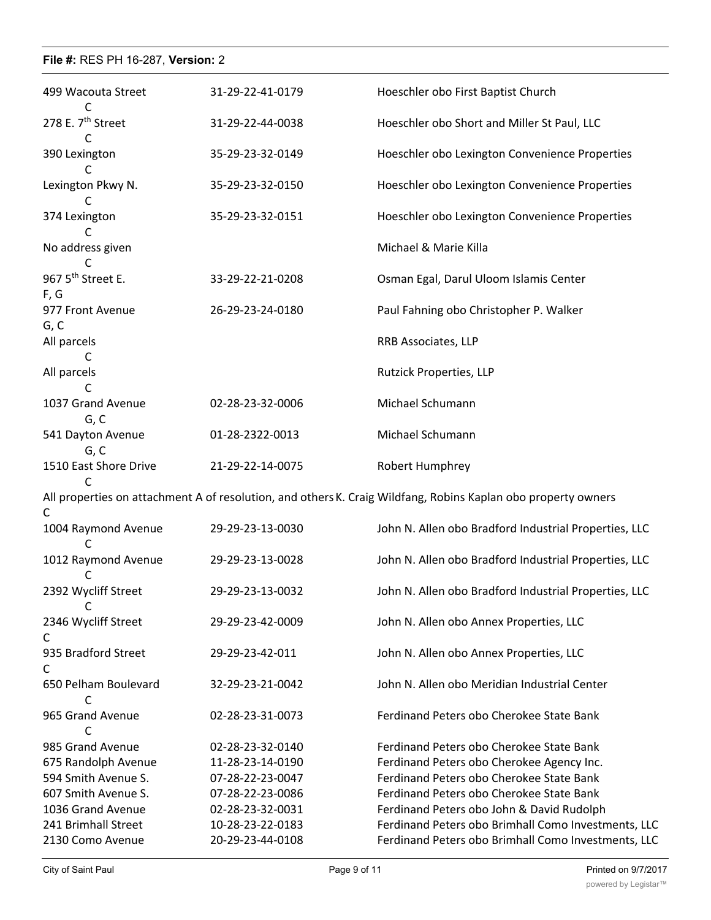File #: RES PH 16-287, Version: 2

| Address | Parcel | Name |
|---|---|---|
| 499 Wacouta Street<br>C | 31-29-22-41-0179 | Hoeschler obo First Baptist Church |
| 278 E. 7th Street<br>C | 31-29-22-44-0038 | Hoeschler obo Short and Miller St Paul, LLC |
| 390 Lexington<br>C | 35-29-23-32-0149 | Hoeschler obo Lexington Convenience Properties |
| Lexington Pkwy N.<br>C | 35-29-23-32-0150 | Hoeschler obo Lexington Convenience Properties |
| 374 Lexington<br>C | 35-29-23-32-0151 | Hoeschler obo Lexington Convenience Properties |
| No address given<br>C | | Michael & Marie Killa |
| 967 5th Street E.<br>F, G | 33-29-22-21-0208 | Osman Egal, Darul Uloom Islamis Center |
| 977 Front Avenue<br>G, C | 26-29-23-24-0180 | Paul Fahning obo Christopher P. Walker |
| All parcels<br>C | | RRB Associates, LLP |
| All parcels<br>C | | Rutzick Properties, LLP |
| 1037 Grand Avenue<br>G, C | 02-28-23-32-0006 | Michael Schumann |
| 541 Dayton Avenue<br>G, C | 01-28-2322-0013 | Michael Schumann |
| 1510 East Shore Drive<br>C | 21-29-22-14-0075 | Robert Humphrey |
| All properties on attachment A of resolution, and others<br>C | | K. Craig Wildfang, Robins Kaplan obo property owners |
| 1004 Raymond Avenue<br>C | 29-29-23-13-0030 | John N. Allen obo Bradford Industrial Properties, LLC |
| 1012 Raymond Avenue<br>C | 29-29-23-13-0028 | John N. Allen obo Bradford Industrial Properties, LLC |
| 2392 Wycliff Street<br>C | 29-29-23-13-0032 | John N. Allen obo Bradford Industrial Properties, LLC |
| 2346 Wycliff Street<br>C | 29-29-23-42-0009 | John N. Allen obo Annex Properties, LLC |
| 935 Bradford Street<br>C | 29-29-23-42-011 | John N. Allen obo Annex Properties, LLC |
| 650 Pelham Boulevard<br>C | 32-29-23-21-0042 | John N. Allen obo Meridian Industrial Center |
| 965 Grand Avenue<br>C | 02-28-23-31-0073 | Ferdinand Peters obo Cherokee State Bank |
| 985 Grand Avenue | 02-28-23-32-0140 | Ferdinand Peters obo Cherokee State Bank |
| 675 Randolph Avenue | 11-28-23-14-0190 | Ferdinand Peters obo Cherokee Agency Inc. |
| 594 Smith Avenue S. | 07-28-22-23-0047 | Ferdinand Peters obo Cherokee State Bank |
| 607 Smith Avenue S. | 07-28-22-23-0086 | Ferdinand Peters obo Cherokee State Bank |
| 1036 Grand Avenue | 02-28-23-32-0031 | Ferdinand Peters obo John & David Rudolph |
| 241 Brimhall Street | 10-28-23-22-0183 | Ferdinand Peters obo Brimhall Como Investments, LLC |
| 2130 Como Avenue | 20-29-23-44-0108 | Ferdinand Peters obo Brimhall Como Investments, LLC |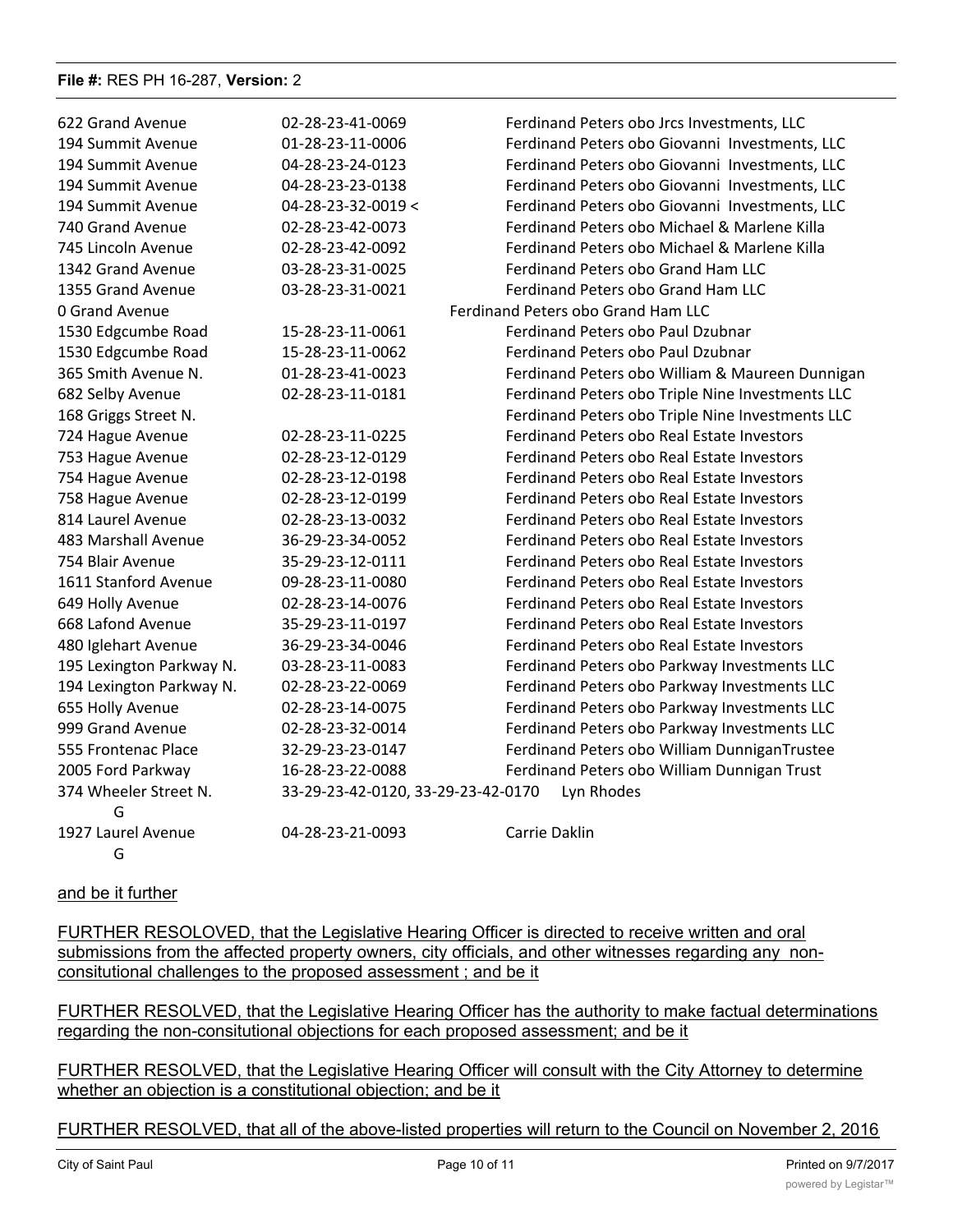| | | |
|---|---|---|
| 622 Grand Avenue | 02-28-23-41-0069 | Ferdinand Peters obo Jrcs Investments, LLC |
| 194 Summit Avenue | 01-28-23-11-0006 | Ferdinand Peters obo Giovanni Investments, LLC |
| 194 Summit Avenue | 04-28-23-24-0123 | Ferdinand Peters obo Giovanni Investments, LLC |
| 194 Summit Avenue | 04-28-23-23-0138 | Ferdinand Peters obo Giovanni Investments, LLC |
| 194 Summit Avenue | 04-28-23-32-0019 < | Ferdinand Peters obo Giovanni Investments, LLC |
| 740 Grand Avenue | 02-28-23-42-0073 | Ferdinand Peters obo Michael & Marlene Killa |
| 745 Lincoln Avenue | 02-28-23-42-0092 | Ferdinand Peters obo Michael & Marlene Killa |
| 1342 Grand Avenue | 03-28-23-31-0025 | Ferdinand Peters obo Grand Ham LLC |
| 1355 Grand Avenue | 03-28-23-31-0021 | Ferdinand Peters obo Grand Ham LLC |
| 0 Grand Avenue | | Ferdinand Peters obo Grand Ham LLC |
| 1530 Edgcumbe Road | 15-28-23-11-0061 | Ferdinand Peters obo Paul Dzubnar |
| 1530 Edgcumbe Road | 15-28-23-11-0062 | Ferdinand Peters obo Paul Dzubnar |
| 365 Smith Avenue N. | 01-28-23-41-0023 | Ferdinand Peters obo William & Maureen Dunnigan |
| 682 Selby Avenue | 02-28-23-11-0181 | Ferdinand Peters obo Triple Nine Investments LLC |
| 168 Griggs Street N. | | Ferdinand Peters obo Triple Nine Investments LLC |
| 724 Hague Avenue | 02-28-23-11-0225 | Ferdinand Peters obo Real Estate Investors |
| 753 Hague Avenue | 02-28-23-12-0129 | Ferdinand Peters obo Real Estate Investors |
| 754 Hague Avenue | 02-28-23-12-0198 | Ferdinand Peters obo Real Estate Investors |
| 758 Hague Avenue | 02-28-23-12-0199 | Ferdinand Peters obo Real Estate Investors |
| 814 Laurel Avenue | 02-28-23-13-0032 | Ferdinand Peters obo Real Estate Investors |
| 483 Marshall Avenue | 36-29-23-34-0052 | Ferdinand Peters obo Real Estate Investors |
| 754 Blair Avenue | 35-29-23-12-0111 | Ferdinand Peters obo Real Estate Investors |
| 1611 Stanford Avenue | 09-28-23-11-0080 | Ferdinand Peters obo Real Estate Investors |
| 649 Holly Avenue | 02-28-23-14-0076 | Ferdinand Peters obo Real Estate Investors |
| 668 Lafond Avenue | 35-29-23-11-0197 | Ferdinand Peters obo Real Estate Investors |
| 480 Iglehart Avenue | 36-29-23-34-0046 | Ferdinand Peters obo Real Estate Investors |
| 195 Lexington Parkway N. | 03-28-23-11-0083 | Ferdinand Peters obo Parkway Investments LLC |
| 194 Lexington Parkway N. | 02-28-23-22-0069 | Ferdinand Peters obo Parkway Investments LLC |
| 655 Holly Avenue | 02-28-23-14-0075 | Ferdinand Peters obo Parkway Investments LLC |
| 999 Grand Avenue | 02-28-23-32-0014 | Ferdinand Peters obo Parkway Investments LLC |
| 555 Frontenac Place | 32-29-23-23-0147 | Ferdinand Peters obo William DunniganTrustee |
| 2005 Ford Parkway | 16-28-23-22-0088 | Ferdinand Peters obo William Dunnigan Trust |
| 374 Wheeler Street N. G | 33-29-23-42-0120, 33-29-23-42-0170 | Lyn Rhodes |
| 1927 Laurel Avenue G | 04-28-23-21-0093 | Carrie Daklin |

and be it further

FURTHER RESOLOVED, that the Legislative Hearing Officer is directed to receive written and oral submissions from the affected property owners, city officials, and other witnesses regarding any non-consitutional challenges to the proposed assessment ; and be it

FURTHER RESOLVED, that the Legislative Hearing Officer has the authority to make factual determinations regarding the non-consitutional objections for each proposed assessment; and be it

FURTHER RESOLVED, that the Legislative Hearing Officer will consult with the City Attorney to determine whether an objection is a constitutional objection; and be it

FURTHER RESOLVED, that all of the above-listed properties will return to the Council on November 2, 2016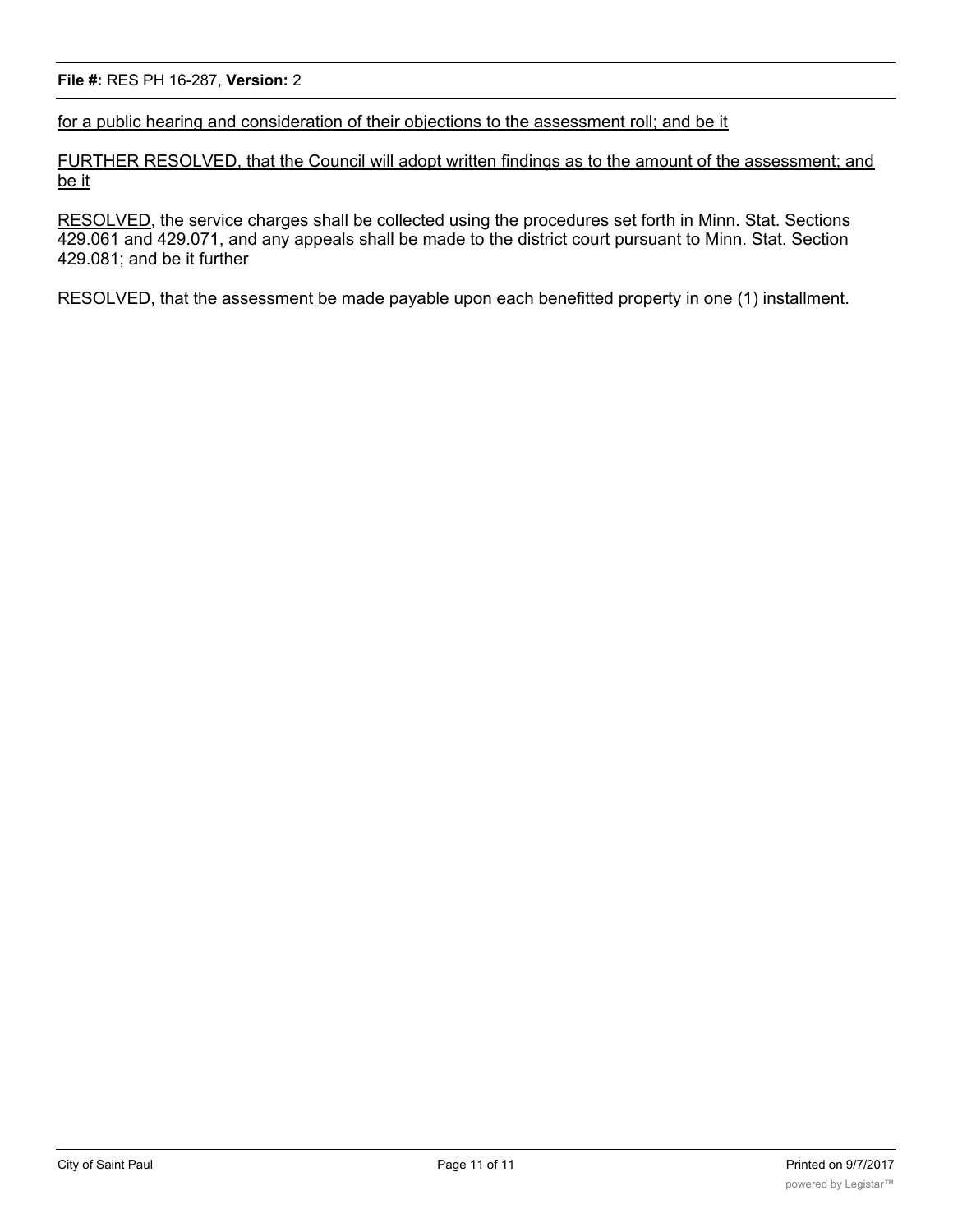<u>for a public hearing and consideration of their objections to the assessment roll; and be it</u>

<u>FURTHER RESOLVED, that the Council will adopt written findings as to the amount of the assessment; and be it</u>

<u>RESOLVED</u>, the service charges shall be collected using the procedures set forth in Minn. Stat. Sections 429.061 and 429.071, and any appeals shall be made to the district court pursuant to Minn. Stat. Section 429.081; and be it further

RESOLVED, that the assessment be made payable upon each benefitted property in one (1) installment.